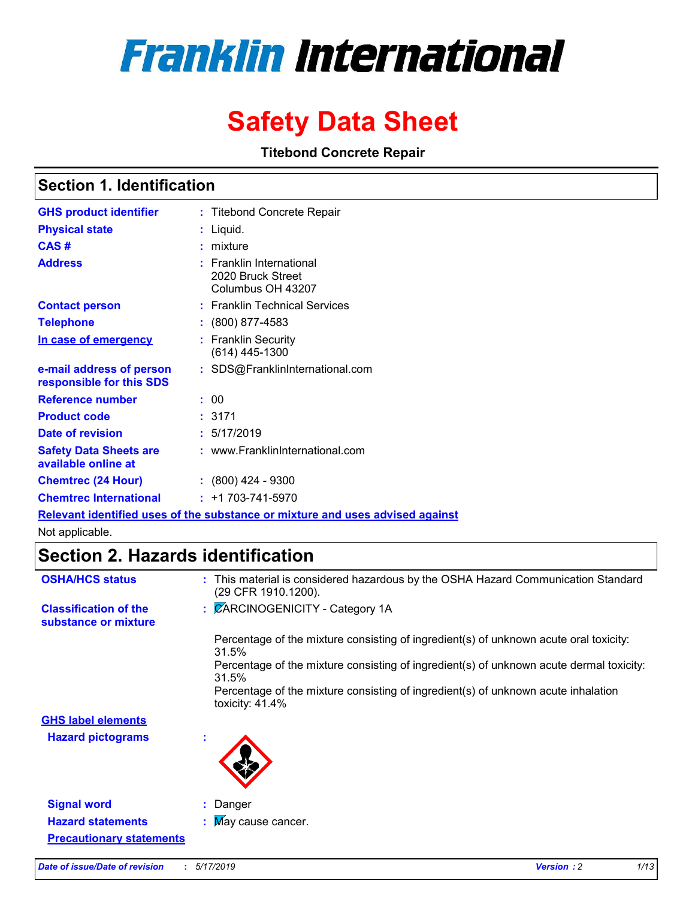# Franklin International

# Safety Data Sheet

**Titebond Concrete Repair**

## Section 1. Identification

| | | |
|---|---|---|
| **GHS product identifier** | : | Titebond Concrete Repair |
| **Physical state** | : | Liquid. |
| **CAS #** | : | mixture |
| **Address** | : | Franklin International<br>2020 Bruck Street<br>Columbus OH 43207 |
| **Contact person** | : | Franklin Technical Services |
| **Telephone** | : | (800) 877-4583 |
| **In case of emergency** | : | Franklin Security<br>(614) 445-1300 |
| **e-mail address of person responsible for this SDS** | : | SDS@FranklinInternational.com |
| **Reference number** | : | 00 |
| **Product code** | : | 3171 |
| **Date of revision** | : | 5/17/2019 |
| **Safety Data Sheets are available online at** | : | www.FranklinInternational.com |
| **Chemtrec (24 Hour)** | : | (800) 424 - 9300 |
| **Chemtrec International** | : | +1 703-741-5970 |

**Relevant identified uses of the substance or mixture and uses advised against**

Not applicable.

## Section 2. Hazards identification

**OSHA/HCS status** : This material is considered hazardous by the OSHA Hazard Communication Standard (29 CFR 1910.1200).

**Classification of the substance or mixture** : CARCINOGENICITY - Category 1A

Percentage of the mixture consisting of ingredient(s) of unknown acute oral toxicity: 31.5%
Percentage of the mixture consisting of ingredient(s) of unknown acute dermal toxicity: 31.5%
Percentage of the mixture consisting of ingredient(s) of unknown acute inhalation toxicity: 41.4%

**GHS label elements**

**Hazard pictograms** :

**Signal word** : Danger

**Hazard statements** : May cause cancer.

**Precautionary statements**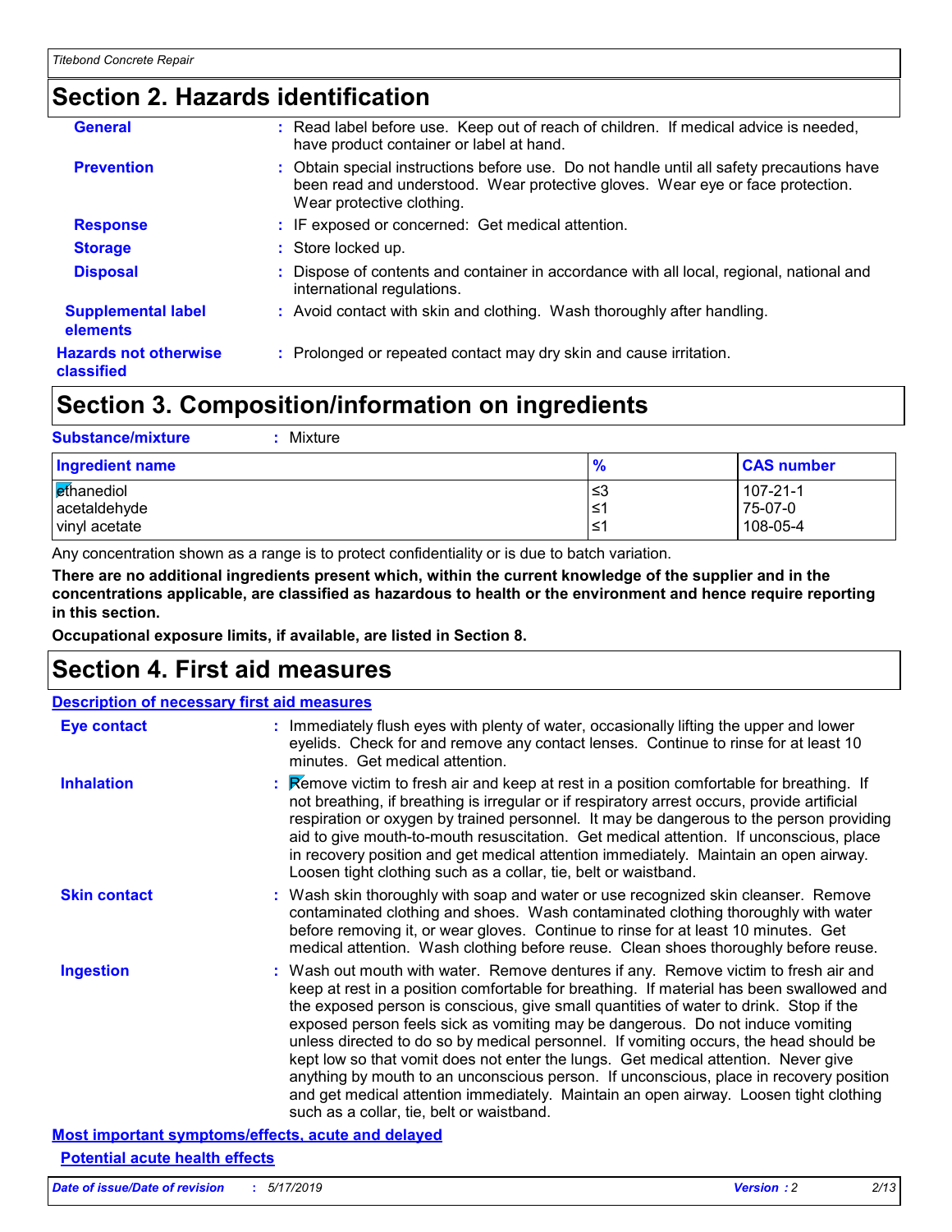## Section 2. Hazards identification

**General** : Read label before use. Keep out of reach of children. If medical advice is needed, have product container or label at hand.

**Prevention** : Obtain special instructions before use. Do not handle until all safety precautions have been read and understood. Wear protective gloves. Wear eye or face protection. Wear protective clothing.

**Response** : IF exposed or concerned: Get medical attention.

**Storage** : Store locked up.

**Disposal** : Dispose of contents and container in accordance with all local, regional, national and international regulations.

**Supplemental label elements** : Avoid contact with skin and clothing. Wash thoroughly after handling.

**Hazards not otherwise classified** : Prolonged or repeated contact may dry skin and cause irritation.

## Section 3. Composition/information on ingredients

**Substance/mixture** : Mixture

| Ingredient name | % | CAS number |
|---|---|---|
| ethanediol | ≤3 | 107-21-1 |
| acetaldehyde | ≤1 | 75-07-0 |
| vinyl acetate | ≤1 | 108-05-4 |

Any concentration shown as a range is to protect confidentiality or is due to batch variation.

**There are no additional ingredients present which, within the current knowledge of the supplier and in the concentrations applicable, are classified as hazardous to health or the environment and hence require reporting in this section.**

**Occupational exposure limits, if available, are listed in Section 8.**

## Section 4. First aid measures

### Description of necessary first aid measures

**Eye contact** : Immediately flush eyes with plenty of water, occasionally lifting the upper and lower eyelids. Check for and remove any contact lenses. Continue to rinse for at least 10 minutes. Get medical attention.

**Inhalation** : Remove victim to fresh air and keep at rest in a position comfortable for breathing. If not breathing, if breathing is irregular or if respiratory arrest occurs, provide artificial respiration or oxygen by trained personnel. It may be dangerous to the person providing aid to give mouth-to-mouth resuscitation. Get medical attention. If unconscious, place in recovery position and get medical attention immediately. Maintain an open airway. Loosen tight clothing such as a collar, tie, belt or waistband.

**Skin contact** : Wash skin thoroughly with soap and water or use recognized skin cleanser. Remove contaminated clothing and shoes. Wash contaminated clothing thoroughly with water before removing it, or wear gloves. Continue to rinse for at least 10 minutes. Get medical attention. Wash clothing before reuse. Clean shoes thoroughly before reuse.

**Ingestion** : Wash out mouth with water. Remove dentures if any. Remove victim to fresh air and keep at rest in a position comfortable for breathing. If material has been swallowed and the exposed person is conscious, give small quantities of water to drink. Stop if the exposed person feels sick as vomiting may be dangerous. Do not induce vomiting unless directed to do so by medical personnel. If vomiting occurs, the head should be kept low so that vomit does not enter the lungs. Get medical attention. Never give anything by mouth to an unconscious person. If unconscious, place in recovery position and get medical attention immediately. Maintain an open airway. Loosen tight clothing such as a collar, tie, belt or waistband.

### Most important symptoms/effects, acute and delayed

#### Potential acute health effects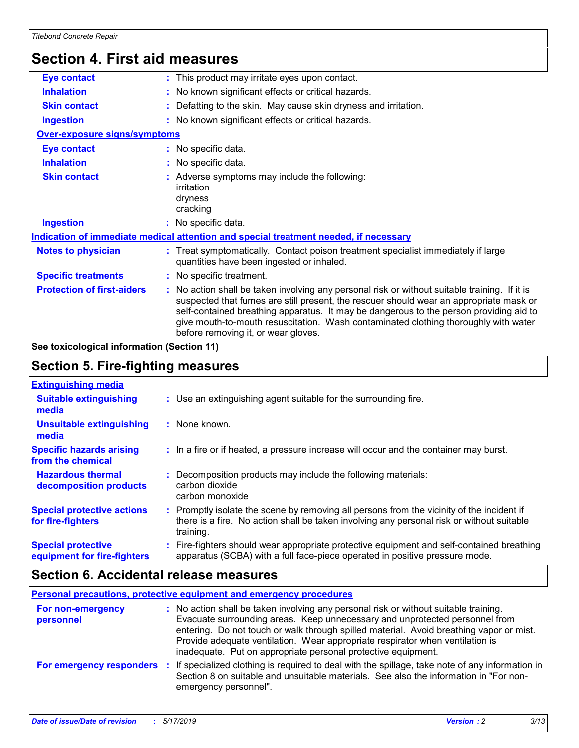## Section 4. First aid measures

| | |
|---|---|
| **Eye contact** | This product may irritate eyes upon contact. |
| **Inhalation** | No known significant effects or critical hazards. |
| **Skin contact** | Defatting to the skin. May cause skin dryness and irritation. |
| **Ingestion** | No known significant effects or critical hazards. |

**Over-exposure signs/symptoms**

| | |
|---|---|
| **Eye contact** | No specific data. |
| **Inhalation** | No specific data. |
| **Skin contact** | Adverse symptoms may include the following: irritation dryness cracking |
| **Ingestion** | No specific data. |

**Indication of immediate medical attention and special treatment needed, if necessary**

| | |
|---|---|
| **Notes to physician** | Treat symptomatically. Contact poison treatment specialist immediately if large quantities have been ingested or inhaled. |
| **Specific treatments** | No specific treatment. |
| **Protection of first-aiders** | No action shall be taken involving any personal risk or without suitable training. If it is suspected that fumes are still present, the rescuer should wear an appropriate mask or self-contained breathing apparatus. It may be dangerous to the person providing aid to give mouth-to-mouth resuscitation. Wash contaminated clothing thoroughly with water before removing it, or wear gloves. |

**See toxicological information (Section 11)**

## Section 5. Fire-fighting measures

**Extinguishing media**

| | |
|---|---|
| **Suitable extinguishing media** | Use an extinguishing agent suitable for the surrounding fire. |
| **Unsuitable extinguishing media** | None known. |
| **Specific hazards arising from the chemical** | In a fire or if heated, a pressure increase will occur and the container may burst. |
| **Hazardous thermal decomposition products** | Decomposition products may include the following materials: carbon dioxide carbon monoxide |
| **Special protective actions for fire-fighters** | Promptly isolate the scene by removing all persons from the vicinity of the incident if there is a fire. No action shall be taken involving any personal risk or without suitable training. |
| **Special protective equipment for fire-fighters** | Fire-fighters should wear appropriate protective equipment and self-contained breathing apparatus (SCBA) with a full face-piece operated in positive pressure mode. |

## Section 6. Accidental release measures

**Personal precautions, protective equipment and emergency procedures**

| | |
|---|---|
| **For non-emergency personnel** | No action shall be taken involving any personal risk or without suitable training. Evacuate surrounding areas. Keep unnecessary and unprotected personnel from entering. Do not touch or walk through spilled material. Avoid breathing vapor or mist. Provide adequate ventilation. Wear appropriate respirator when ventilation is inadequate. Put on appropriate personal protective equipment. |
| **For emergency responders** | If specialized clothing is required to deal with the spillage, take note of any information in Section 8 on suitable and unsuitable materials. See also the information in "For non-emergency personnel". |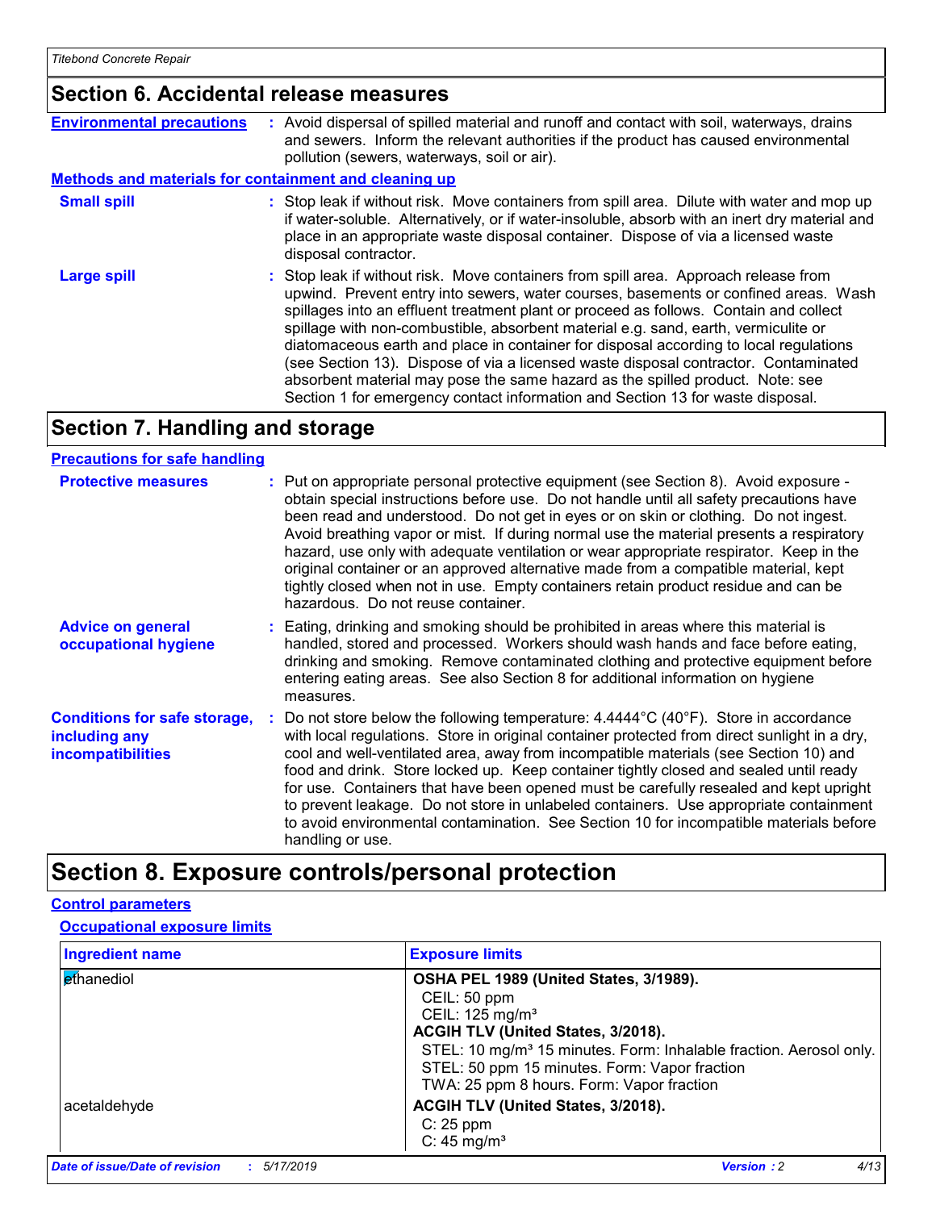## Section 6. Accidental release measures

**Environmental precautions** : Avoid dispersal of spilled material and runoff and contact with soil, waterways, drains and sewers. Inform the relevant authorities if the product has caused environmental pollution (sewers, waterways, soil or air).

**Methods and materials for containment and cleaning up**

**Small spill** : Stop leak if without risk. Move containers from spill area. Dilute with water and mop up if water-soluble. Alternatively, or if water-insoluble, absorb with an inert dry material and place in an appropriate waste disposal container. Dispose of via a licensed waste disposal contractor.

**Large spill** : Stop leak if without risk. Move containers from spill area. Approach release from upwind. Prevent entry into sewers, water courses, basements or confined areas. Wash spillages into an effluent treatment plant or proceed as follows. Contain and collect spillage with non-combustible, absorbent material e.g. sand, earth, vermiculite or diatomaceous earth and place in container for disposal according to local regulations (see Section 13). Dispose of via a licensed waste disposal contractor. Contaminated absorbent material may pose the same hazard as the spilled product. Note: see Section 1 for emergency contact information and Section 13 for waste disposal.

## Section 7. Handling and storage

**Precautions for safe handling**

**Protective measures** : Put on appropriate personal protective equipment (see Section 8). Avoid exposure - obtain special instructions before use. Do not handle until all safety precautions have been read and understood. Do not get in eyes or on skin or clothing. Do not ingest. Avoid breathing vapor or mist. If during normal use the material presents a respiratory hazard, use only with adequate ventilation or wear appropriate respirator. Keep in the original container or an approved alternative made from a compatible material, kept tightly closed when not in use. Empty containers retain product residue and can be hazardous. Do not reuse container.

**Advice on general occupational hygiene** : Eating, drinking and smoking should be prohibited in areas where this material is handled, stored and processed. Workers should wash hands and face before eating, drinking and smoking. Remove contaminated clothing and protective equipment before entering eating areas. See also Section 8 for additional information on hygiene measures.

**Conditions for safe storage, including any incompatibilities** : Do not store below the following temperature: 4.4444°C (40°F). Store in accordance with local regulations. Store in original container protected from direct sunlight in a dry, cool and well-ventilated area, away from incompatible materials (see Section 10) and food and drink. Store locked up. Keep container tightly closed and sealed until ready for use. Containers that have been opened must be carefully resealed and kept upright to prevent leakage. Do not store in unlabeled containers. Use appropriate containment to avoid environmental contamination. See Section 10 for incompatible materials before handling or use.

## Section 8. Exposure controls/personal protection

**Control parameters**

**Occupational exposure limits**

| Ingredient name | Exposure limits |
|---|---|
| ethanediol | **OSHA PEL 1989 (United States, 3/1989).**<br>CEIL: 50 ppm<br>CEIL: 125 mg/m³<br>**ACGIH TLV (United States, 3/2018).**<br>STEL: 10 mg/m³ 15 minutes. Form: Inhalable fraction. Aerosol only.<br>STEL: 50 ppm 15 minutes. Form: Vapor fraction<br>TWA: 25 ppm 8 hours. Form: Vapor fraction |
| acetaldehyde | **ACGIH TLV (United States, 3/2018).**<br>C: 25 ppm<br>C: 45 mg/m³ |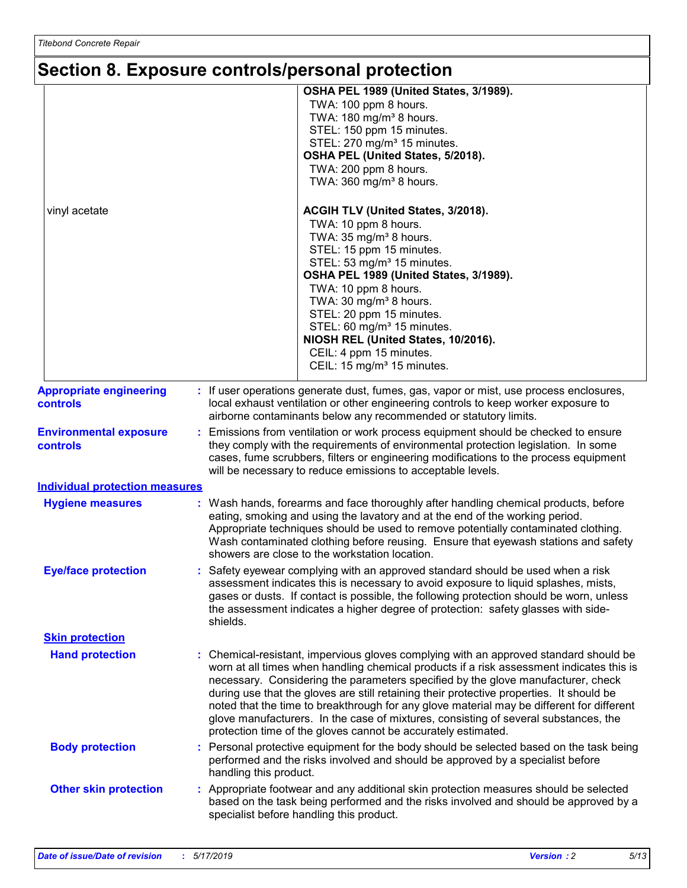# Section 8. Exposure controls/personal protection

| | |
|---|---|
| | **OSHA PEL 1989 (United States, 3/1989).**<br>TWA: 100 ppm 8 hours.<br>TWA: 180 mg/m³ 8 hours.<br>STEL: 150 ppm 15 minutes.<br>STEL: 270 mg/m³ 15 minutes.<br>**OSHA PEL (United States, 5/2018).**<br>TWA: 200 ppm 8 hours.<br>TWA: 360 mg/m³ 8 hours. |
| vinyl acetate | **ACGIH TLV (United States, 3/2018).**<br>TWA: 10 ppm 8 hours.<br>TWA: 35 mg/m³ 8 hours.<br>STEL: 15 ppm 15 minutes.<br>STEL: 53 mg/m³ 15 minutes.<br>**OSHA PEL 1989 (United States, 3/1989).**<br>TWA: 10 ppm 8 hours.<br>TWA: 30 mg/m³ 8 hours.<br>STEL: 20 ppm 15 minutes.<br>STEL: 60 mg/m³ 15 minutes.<br>**NIOSH REL (United States, 10/2016).**<br>CEIL: 4 ppm 15 minutes.<br>CEIL: 15 mg/m³ 15 minutes. |

**Appropriate engineering controls** : If user operations generate dust, fumes, gas, vapor or mist, use process enclosures, local exhaust ventilation or other engineering controls to keep worker exposure to airborne contaminants below any recommended or statutory limits.

**Environmental exposure controls** : Emissions from ventilation or work process equipment should be checked to ensure they comply with the requirements of environmental protection legislation. In some cases, fume scrubbers, filters or engineering modifications to the process equipment will be necessary to reduce emissions to acceptable levels.

## Individual protection measures

**Hygiene measures** : Wash hands, forearms and face thoroughly after handling chemical products, before eating, smoking and using the lavatory and at the end of the working period. Appropriate techniques should be used to remove potentially contaminated clothing. Wash contaminated clothing before reusing. Ensure that eyewash stations and safety showers are close to the workstation location.

**Eye/face protection** : Safety eyewear complying with an approved standard should be used when a risk assessment indicates this is necessary to avoid exposure to liquid splashes, mists, gases or dusts. If contact is possible, the following protection should be worn, unless the assessment indicates a higher degree of protection: safety glasses with side-shields.

### Skin protection

**Hand protection** : Chemical-resistant, impervious gloves complying with an approved standard should be worn at all times when handling chemical products if a risk assessment indicates this is necessary. Considering the parameters specified by the glove manufacturer, check during use that the gloves are still retaining their protective properties. It should be noted that the time to breakthrough for any glove material may be different for different glove manufacturers. In the case of mixtures, consisting of several substances, the protection time of the gloves cannot be accurately estimated.

**Body protection** : Personal protective equipment for the body should be selected based on the task being performed and the risks involved and should be approved by a specialist before handling this product.

**Other skin protection** : Appropriate footwear and any additional skin protection measures should be selected based on the task being performed and the risks involved and should be approved by a specialist before handling this product.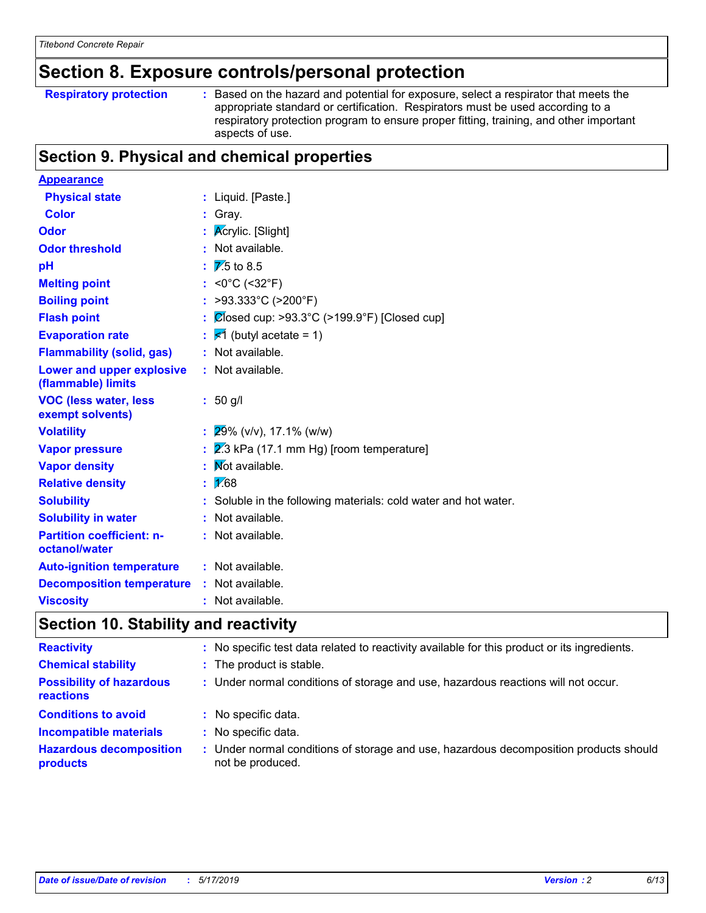## Section 8. Exposure controls/personal protection

| | |
|---|---|
| **Respiratory protection** | : Based on the hazard and potential for exposure, select a respirator that meets the appropriate standard or certification. Respirators must be used according to a respiratory protection program to ensure proper fitting, training, and other important aspects of use. |

## Section 9. Physical and chemical properties

**Appearance**

| | |
|---|---|
| **Physical state** | : Liquid. [Paste.] |
| **Color** | : Gray. |
| **Odor** | : Acrylic. [Slight] |
| **Odor threshold** | : Not available. |
| **pH** | : 7.5 to 8.5 |
| **Melting point** | : <0°C (<32°F) |
| **Boiling point** | : >93.333°C (>200°F) |
| **Flash point** | : Closed cup: >93.3°C (>199.9°F) [Closed cup] |
| **Evaporation rate** | : <1 (butyl acetate = 1) |
| **Flammability (solid, gas)** | : Not available. |
| **Lower and upper explosive (flammable) limits** | : Not available. |
| **VOC (less water, less exempt solvents)** | : 50 g/l |
| **Volatility** | : 29% (v/v), 17.1% (w/w) |
| **Vapor pressure** | : 2.3 kPa (17.1 mm Hg) [room temperature] |
| **Vapor density** | : Not available. |
| **Relative density** | : 1.68 |
| **Solubility** | : Soluble in the following materials: cold water and hot water. |
| **Solubility in water** | : Not available. |
| **Partition coefficient: n-octanol/water** | : Not available. |
| **Auto-ignition temperature** | : Not available. |
| **Decomposition temperature** | : Not available. |
| **Viscosity** | : Not available. |

## Section 10. Stability and reactivity

| | |
|---|---|
| **Reactivity** | : No specific test data related to reactivity available for this product or its ingredients. |
| **Chemical stability** | : The product is stable. |
| **Possibility of hazardous reactions** | : Under normal conditions of storage and use, hazardous reactions will not occur. |
| **Conditions to avoid** | : No specific data. |
| **Incompatible materials** | : No specific data. |
| **Hazardous decomposition products** | : Under normal conditions of storage and use, hazardous decomposition products should not be produced. |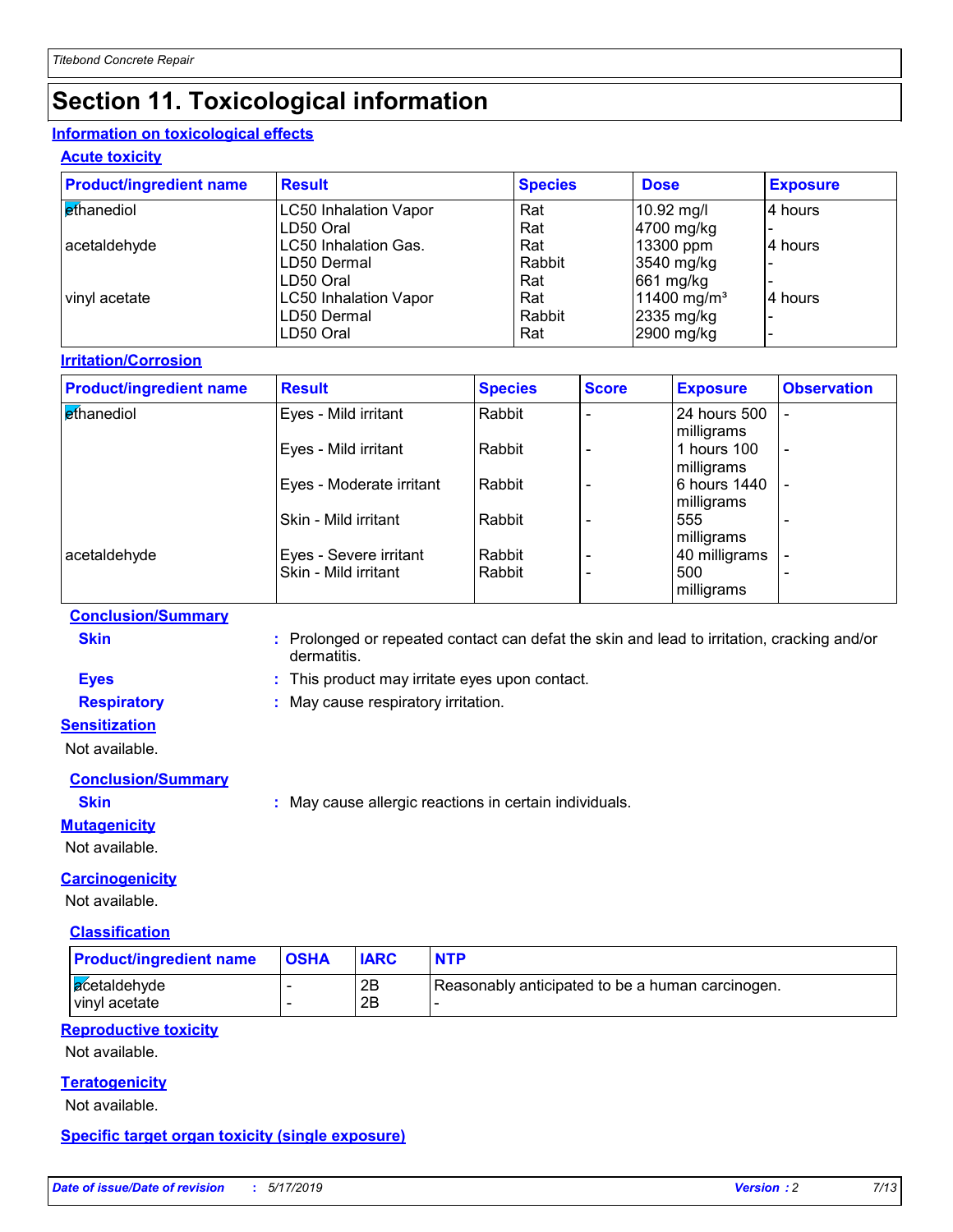# Section 11. Toxicological information

## Information on toxicological effects

### Acute toxicity

| Product/ingredient name | Result | Species | Dose | Exposure |
|---|---|---|---|---|
| ethanediol | LC50 Inhalation Vapor | Rat | 10.92 mg/l | 4 hours |
| | LD50 Oral | Rat | 4700 mg/kg | - |
| acetaldehyde | LC50 Inhalation Gas. | Rat | 13300 ppm | 4 hours |
| | LD50 Dermal | Rabbit | 3540 mg/kg | - |
| | LD50 Oral | Rat | 661 mg/kg | - |
| vinyl acetate | LC50 Inhalation Vapor | Rat | 11400 mg/m³ | 4 hours |
| | LD50 Dermal | Rabbit | 2335 mg/kg | - |
| | LD50 Oral | Rat | 2900 mg/kg | - |

### Irritation/Corrosion

| Product/ingredient name | Result | Species | Score | Exposure | Observation |
|---|---|---|---|---|---|
| ethanediol | Eyes - Mild irritant | Rabbit | - | 24 hours 500 milligrams | - |
| | Eyes - Mild irritant | Rabbit | - | 1 hours 100 milligrams | - |
| | Eyes - Moderate irritant | Rabbit | - | 6 hours 1440 milligrams | - |
| | Skin - Mild irritant | Rabbit | - | 555 milligrams | - |
| acetaldehyde | Eyes - Severe irritant | Rabbit | - | 40 milligrams | - |
| | Skin - Mild irritant | Rabbit | - | 500 milligrams | - |

**Conclusion/Summary**

**Skin** : Prolonged or repeated contact can defat the skin and lead to irritation, cracking and/or dermatitis.

**Eyes** : This product may irritate eyes upon contact.

**Respiratory** : May cause respiratory irritation.

### Sensitization

Not available.

**Conclusion/Summary**

**Skin** : May cause allergic reactions in certain individuals.

### Mutagenicity

Not available.

### Carcinogenicity

Not available.

**Classification**

| Product/ingredient name | OSHA | IARC | NTP |
|---|---|---|---|
| acetaldehyde | - | 2B | Reasonably anticipated to be a human carcinogen. |
| vinyl acetate | - | 2B | - |

### Reproductive toxicity

Not available.

### Teratogenicity

Not available.

### Specific target organ toxicity (single exposure)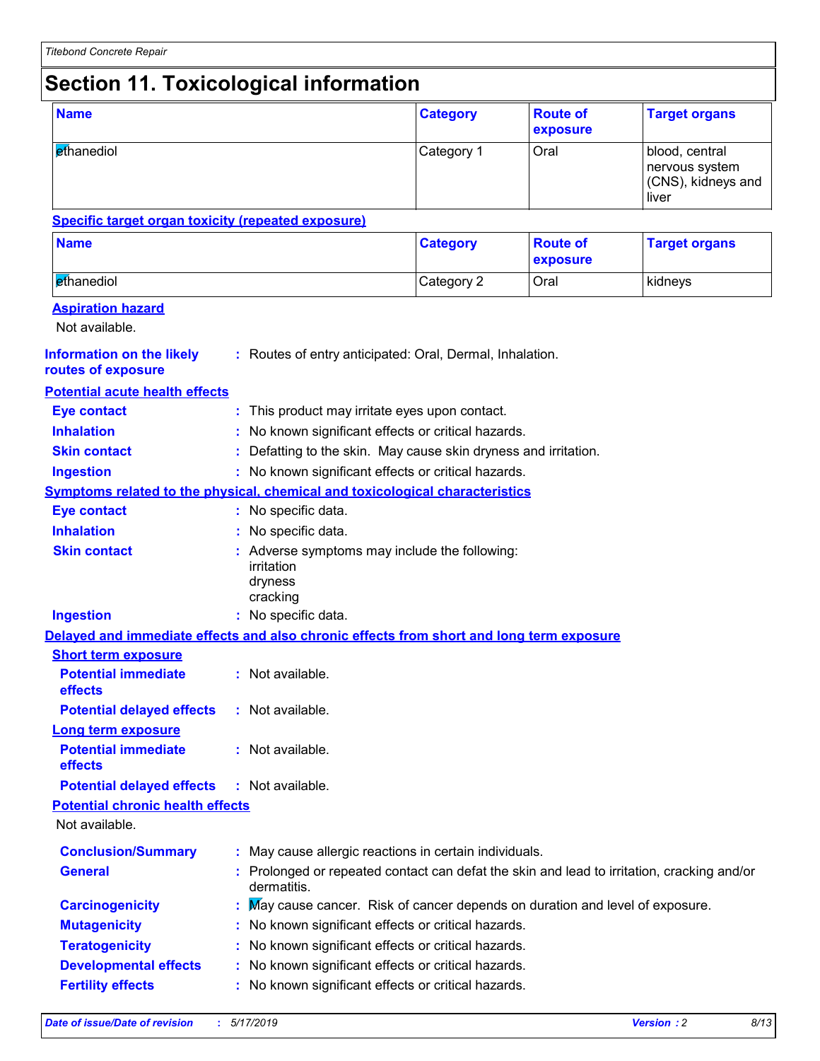## Section 11. Toxicological information

| Name | Category | Route of exposure | Target organs |
| --- | --- | --- | --- |
| ethanediol | Category 1 | Oral | blood, central nervous system (CNS), kidneys and liver |

**Specific target organ toxicity (repeated exposure)**

| Name | Category | Route of exposure | Target organs |
| --- | --- | --- | --- |
| ethanediol | Category 2 | Oral | kidneys |

**Aspiration hazard**

Not available.

**Information on the likely routes of exposure** : Routes of entry anticipated: Oral, Dermal, Inhalation.

**Potential acute health effects**

**Eye contact** : This product may irritate eyes upon contact.

**Inhalation** : No known significant effects or critical hazards.

**Skin contact** : Defatting to the skin. May cause skin dryness and irritation.

**Ingestion** : No known significant effects or critical hazards.

**Symptoms related to the physical, chemical and toxicological characteristics**

**Eye contact** : No specific data.

**Inhalation** : No specific data.

**Skin contact** : Adverse symptoms may include the following:
irritation
dryness
cracking

**Ingestion** : No specific data.

**Delayed and immediate effects and also chronic effects from short and long term exposure**

**Short term exposure**

**Potential immediate effects** : Not available.

**Potential delayed effects** : Not available.

**Long term exposure**

**Potential immediate effects** : Not available.

**Potential delayed effects** : Not available.

**Potential chronic health effects**

Not available.

**Conclusion/Summary** : May cause allergic reactions in certain individuals.

**General** : Prolonged or repeated contact can defat the skin and lead to irritation, cracking and/or dermatitis.

**Carcinogenicity** : May cause cancer. Risk of cancer depends on duration and level of exposure.

**Mutagenicity** : No known significant effects or critical hazards.

**Teratogenicity** : No known significant effects or critical hazards.

**Developmental effects** : No known significant effects or critical hazards.

**Fertility effects** : No known significant effects or critical hazards.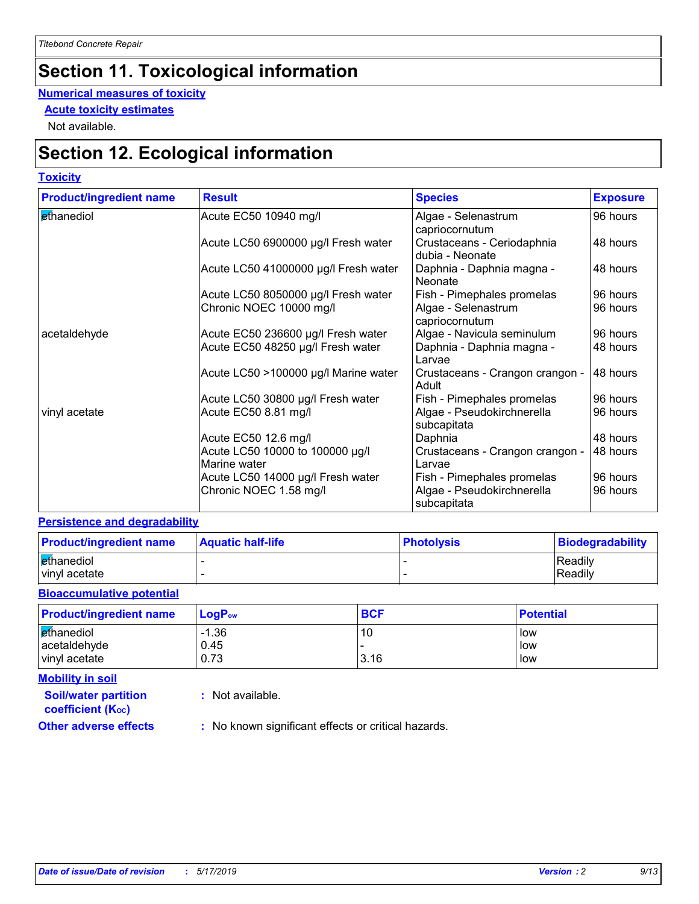## Section 11. Toxicological information

**Numerical measures of toxicity**

**Acute toxicity estimates**

Not available.

## Section 12. Ecological information

**Toxicity**

| Product/ingredient name | Result | Species | Exposure |
|---|---|---|---|
| ethanediol | Acute EC50 10940 mg/l | Algae - Selenastrum capriocornutum | 96 hours |
| | Acute LC50 6900000 µg/l Fresh water | Crustaceans - Ceriodaphnia dubia - Neonate | 48 hours |
| | Acute LC50 41000000 µg/l Fresh water | Daphnia - Daphnia magna - Neonate | 48 hours |
| | Acute LC50 8050000 µg/l Fresh water | Fish - Pimephales promelas | 96 hours |
| | Chronic NOEC 10000 mg/l | Algae - Selenastrum capriocornutum | 96 hours |
| acetaldehyde | Acute EC50 236600 µg/l Fresh water | Algae - Navicula seminulum | 96 hours |
| | Acute EC50 48250 µg/l Fresh water | Daphnia - Daphnia magna - Larvae | 48 hours |
| | Acute LC50 >100000 µg/l Marine water | Crustaceans - Crangon crangon - Adult | 48 hours |
| | Acute LC50 30800 µg/l Fresh water | Fish - Pimephales promelas | 96 hours |
| vinyl acetate | Acute EC50 8.81 mg/l | Algae - Pseudokirchnerella subcapitata | 96 hours |
| | Acute EC50 12.6 mg/l | Daphnia | 48 hours |
| | Acute LC50 10000 to 100000 µg/l Marine water | Crustaceans - Crangon crangon - Larvae | 48 hours |
| | Acute LC50 14000 µg/l Fresh water | Fish - Pimephales promelas | 96 hours |
| | Chronic NOEC 1.58 mg/l | Algae - Pseudokirchnerella subcapitata | 96 hours |

**Persistence and degradability**

| Product/ingredient name | Aquatic half-life | Photolysis | Biodegradability |
|---|---|---|---|
| ethanediol | - | - | Readily |
| vinyl acetate | - | - | Readily |

**Bioaccumulative potential**

| Product/ingredient name | $LogP_{ow}$ | BCF | Potential |
|---|---|---|---|
| ethanediol | -1.36 | 10 | low |
| acetaldehyde | 0.45 | - | low |
| vinyl acetate | 0.73 | 3.16 | low |

**Mobility in soil**

**Soil/water partition coefficient ($K_{OC}$)** : Not available.

**Other adverse effects** : No known significant effects or critical hazards.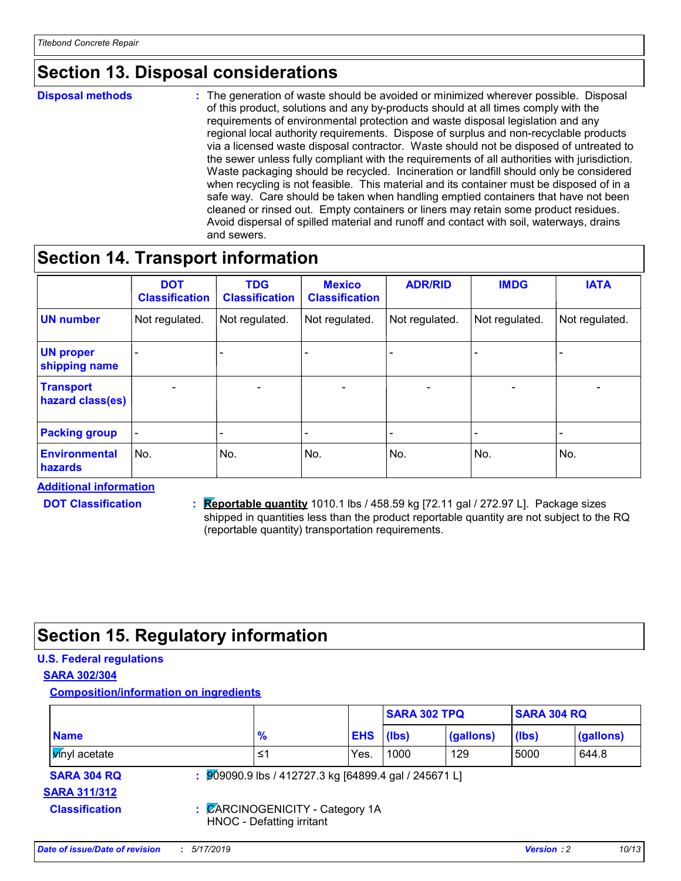## Section 13. Disposal considerations

**Disposal methods** : The generation of waste should be avoided or minimized wherever possible. Disposal of this product, solutions and any by-products should at all times comply with the requirements of environmental protection and waste disposal legislation and any regional local authority requirements. Dispose of surplus and non-recyclable products via a licensed waste disposal contractor. Waste should not be disposed of untreated to the sewer unless fully compliant with the requirements of all authorities with jurisdiction. Waste packaging should be recycled. Incineration or landfill should only be considered when recycling is not feasible. This material and its container must be disposed of in a safe way. Care should be taken when handling emptied containers that have not been cleaned or rinsed out. Empty containers or liners may retain some product residues. Avoid dispersal of spilled material and runoff and contact with soil, waterways, drains and sewers.

## Section 14. Transport information

| | DOT Classification | TDG Classification | Mexico Classification | ADR/RID | IMDG | IATA |
|---|---|---|---|---|---|---|
| **UN number** | Not regulated. | Not regulated. | Not regulated. | Not regulated. | Not regulated. | Not regulated. |
| **UN proper shipping name** | - | - | - | - | - | - |
| **Transport hazard class(es)** | - | - | - | - | - | - |
| **Packing group** | - | - | - | - | - | - |
| **Environmental hazards** | No. | No. | No. | No. | No. | No. |

**Additional information**

**DOT Classification** : **Reportable quantity** 1010.1 lbs / 458.59 kg [72.11 gal / 272.97 L]. Package sizes shipped in quantities less than the product reportable quantity are not subject to the RQ (reportable quantity) transportation requirements.

## Section 15. Regulatory information

**U.S. Federal regulations**

**SARA 302/304**

**Composition/information on ingredients**

| | | | SARA 302 TPQ | | SARA 304 RQ | |
|---|---|---|---|---|---|---|
| **Name** | **%** | **EHS** | **(lbs)** | **(gallons)** | **(lbs)** | **(gallons)** |
| vinyl acetate | ≤1 | Yes. | 1000 | 129 | 5000 | 644.8 |

**SARA 304 RQ** : 909090.9 lbs / 412727.3 kg [64899.4 gal / 245671 L]

**SARA 311/312**

**Classification** : CARCINOGENICITY - Category 1A
HNOC - Defatting irritant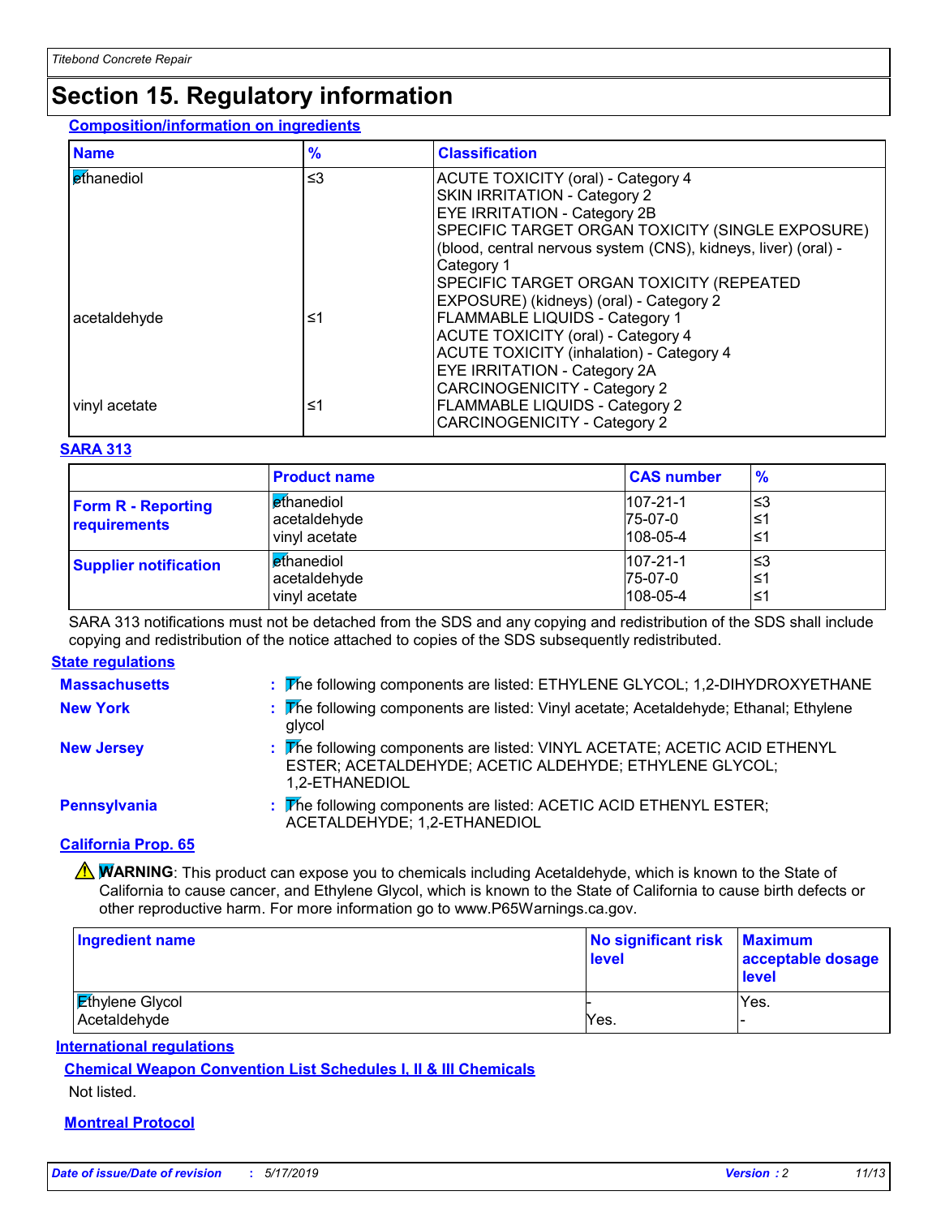## Section 15. Regulatory information

### Composition/information on ingredients

| Name | % | Classification |
|---|---|---|
| ethanediol | ≤3 | ACUTE TOXICITY (oral) - Category 4<br>SKIN IRRITATION - Category 2<br>EYE IRRITATION - Category 2B<br>SPECIFIC TARGET ORGAN TOXICITY (SINGLE EXPOSURE) (blood, central nervous system (CNS), kidneys, liver) (oral) - Category 1<br>SPECIFIC TARGET ORGAN TOXICITY (REPEATED EXPOSURE) (kidneys) (oral) - Category 2 |
| acetaldehyde | ≤1 | FLAMMABLE LIQUIDS - Category 1<br>ACUTE TOXICITY (oral) - Category 4<br>ACUTE TOXICITY (inhalation) - Category 4<br>EYE IRRITATION - Category 2A<br>CARCINOGENICITY - Category 2 |
| vinyl acetate | ≤1 | FLAMMABLE LIQUIDS - Category 2<br>CARCINOGENICITY - Category 2 |

### SARA 313

| | Product name | CAS number | % |
|---|---|---|---|
| **Form R - Reporting requirements** | ethanediol<br>acetaldehyde<br>vinyl acetate | 107-21-1<br>75-07-0<br>108-05-4 | ≤3<br>≤1<br>≤1 |
| **Supplier notification** | ethanediol<br>acetaldehyde<br>vinyl acetate | 107-21-1<br>75-07-0<br>108-05-4 | ≤3<br>≤1<br>≤1 |

SARA 313 notifications must not be detached from the SDS and any copying and redistribution of the SDS shall include copying and redistribution of the notice attached to copies of the SDS subsequently redistributed.

### State regulations

**Massachusetts** : The following components are listed: ETHYLENE GLYCOL; 1,2-DIHYDROXYETHANE

**New York** : The following components are listed: Vinyl acetate; Acetaldehyde; Ethanal; Ethylene glycol

**New Jersey** : The following components are listed: VINYL ACETATE; ACETIC ACID ETHENYL ESTER; ACETALDEHYDE; ACETIC ALDEHYDE; ETHYLENE GLYCOL; 1,2-ETHANEDIOL

**Pennsylvania** : The following components are listed: ACETIC ACID ETHENYL ESTER; ACETALDEHYDE; 1,2-ETHANEDIOL

### California Prop. 65

⚠ **WARNING**: This product can expose you to chemicals including Acetaldehyde, which is known to the State of California to cause cancer, and Ethylene Glycol, which is known to the State of California to cause birth defects or other reproductive harm. For more information go to www.P65Warnings.ca.gov.

| Ingredient name | No significant risk level | Maximum acceptable dosage level |
|---|---|---|
| Ethylene Glycol | - | Yes. |
| Acetaldehyde | Yes. | - |

### International regulations

**Chemical Weapon Convention List Schedules I, II & III Chemicals**

Not listed.

**Montreal Protocol**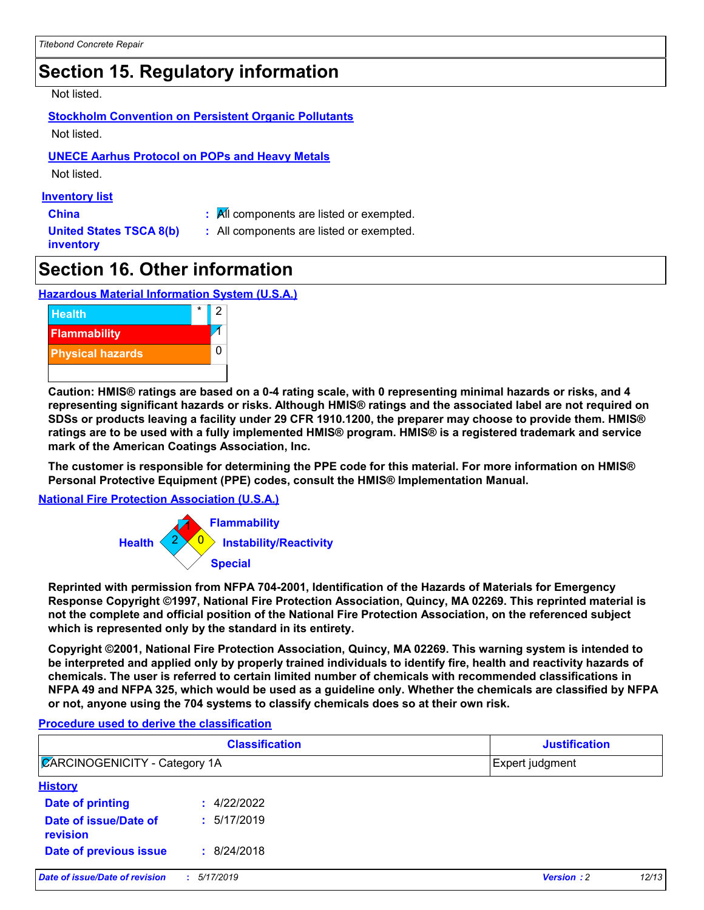## Section 15. Regulatory information

Not listed.

**Stockholm Convention on Persistent Organic Pollutants**

Not listed.

**UNECE Aarhus Protocol on POPs and Heavy Metals**

Not listed.

**Inventory list**

**China** : All components are listed or exempted.

**United States TSCA 8(b) inventory** : All components are listed or exempted.

## Section 16. Other information

**Hazardous Material Information System (U.S.A.)**

| | | |
|---|---|---|
| Health | * | 2 |
| Flammability | | 1 |
| Physical hazards | | 0 |

**Caution: HMIS® ratings are based on a 0-4 rating scale, with 0 representing minimal hazards or risks, and 4 representing significant hazards or risks. Although HMIS® ratings and the associated label are not required on SDSs or products leaving a facility under 29 CFR 1910.1200, the preparer may choose to provide them. HMIS® ratings are to be used with a fully implemented HMIS® program. HMIS® is a registered trademark and service mark of the American Coatings Association, Inc.**

**The customer is responsible for determining the PPE code for this material. For more information on HMIS® Personal Protective Equipment (PPE) codes, consult the HMIS® Implementation Manual.**

**National Fire Protection Association (U.S.A.)**

Flammability: 1
Health: 2
Instability/Reactivity: 0
Special:

**Reprinted with permission from NFPA 704-2001, Identification of the Hazards of Materials for Emergency Response Copyright ©1997, National Fire Protection Association, Quincy, MA 02269. This reprinted material is not the complete and official position of the National Fire Protection Association, on the referenced subject which is represented only by the standard in its entirety.**

**Copyright ©2001, National Fire Protection Association, Quincy, MA 02269. This warning system is intended to be interpreted and applied only by properly trained individuals to identify fire, health and reactivity hazards of chemicals. The user is referred to certain limited number of chemicals with recommended classifications in NFPA 49 and NFPA 325, which would be used as a guideline only. Whether the chemicals are classified by NFPA or not, anyone using the 704 systems to classify chemicals does so at their own risk.**

**Procedure used to derive the classification**

| Classification | Justification |
|---|---|
| CARCINOGENICITY - Category 1A | Expert judgment |

**History**

**Date of printing** : 4/22/2022

**Date of issue/Date of revision** : 5/17/2019

**Date of previous issue** : 8/24/2018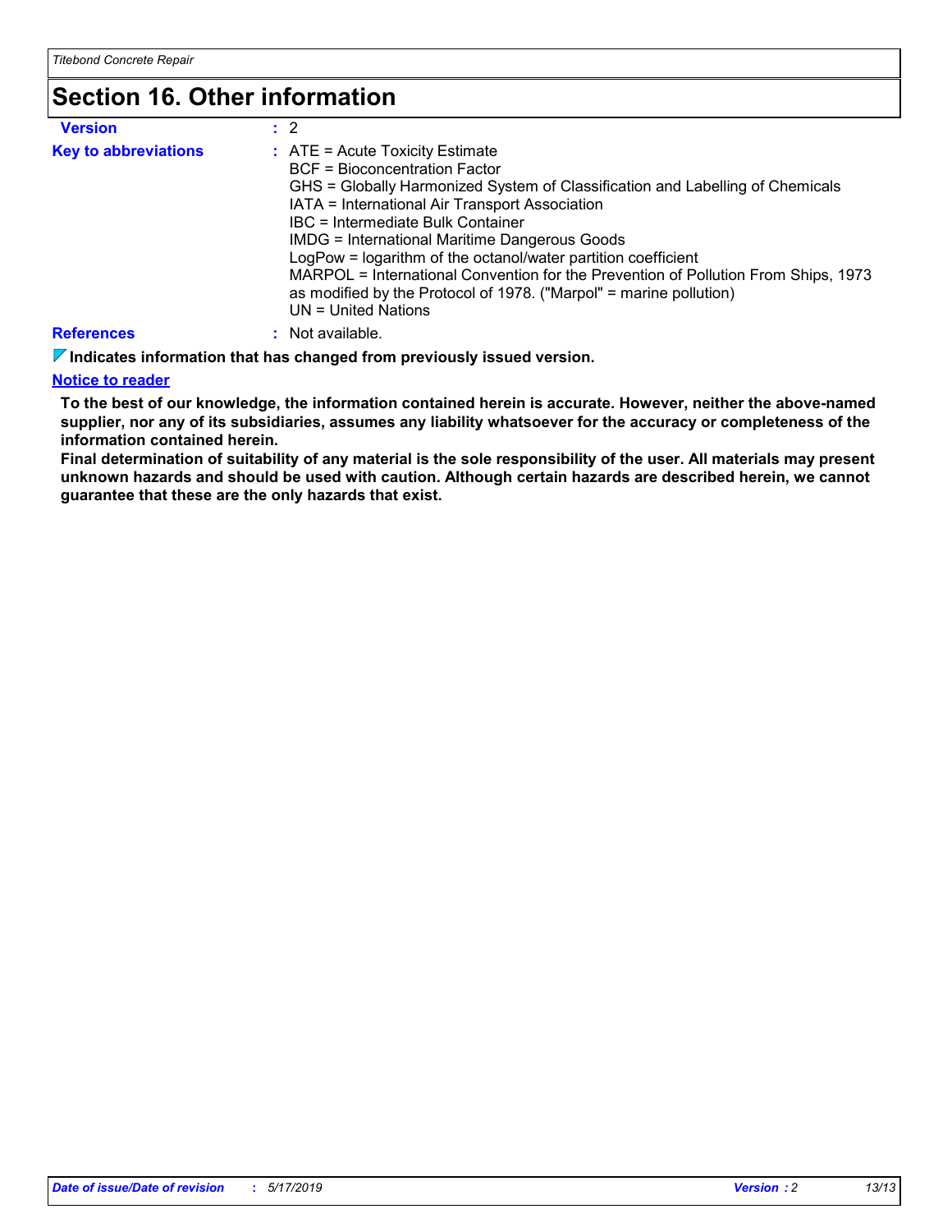## Section 16. Other information

**Version** : 2

**Key to abbreviations** : ATE = Acute Toxicity Estimate
BCF = Bioconcentration Factor
GHS = Globally Harmonized System of Classification and Labelling of Chemicals
IATA = International Air Transport Association
IBC = Intermediate Bulk Container
IMDG = International Maritime Dangerous Goods
LogPow = logarithm of the octanol/water partition coefficient
MARPOL = International Convention for the Prevention of Pollution From Ships, 1973 as modified by the Protocol of 1978. ("Marpol" = marine pollution)
UN = United Nations

**References** : Not available.

**Indicates information that has changed from previously issued version.**

**Notice to reader**

**To the best of our knowledge, the information contained herein is accurate. However, neither the above-named supplier, nor any of its subsidiaries, assumes any liability whatsoever for the accuracy or completeness of the information contained herein.**

**Final determination of suitability of any material is the sole responsibility of the user. All materials may present unknown hazards and should be used with caution. Although certain hazards are described herein, we cannot guarantee that these are the only hazards that exist.**